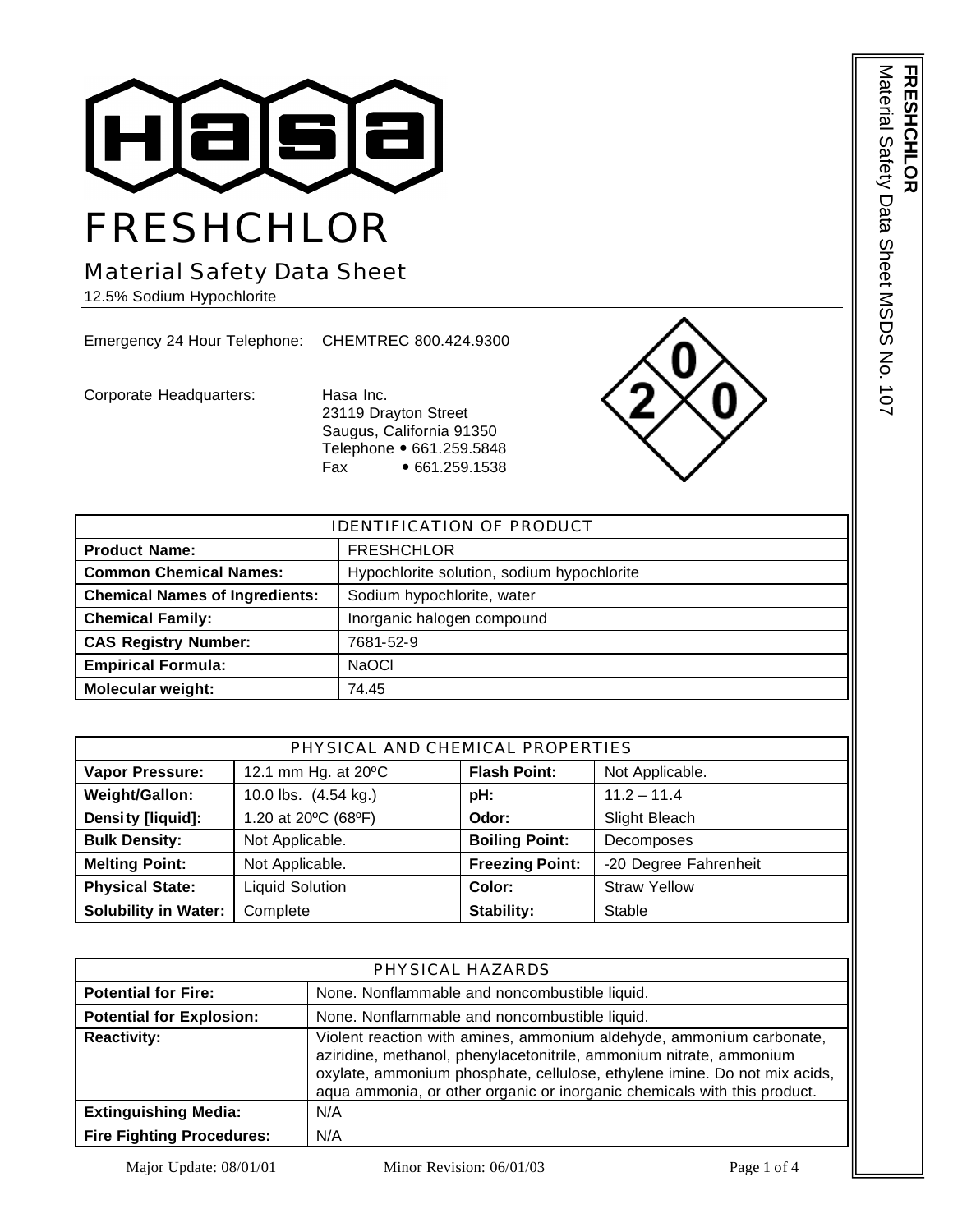# FRESHCHLOR

## Material Safety Data Sheet

12.5% Sodium Hypochlorite

Emergency 24 Hour Telephone: CHEMTREC 800.424.9300

Corporate Headquarters: Hasa Inc.
23119 Drayton Street
Saugus, California 91350
Telephone • 661.259.5848
Fax • 661.259.1538

| IDENTIFICATION OF PRODUCT | |
|---|---|
| **Product Name:** | FRESHCHLOR |
| **Common Chemical Names:** | Hypochlorite solution, sodium hypochlorite |
| **Chemical Names of Ingredients:** | Sodium hypochlorite, water |
| **Chemical Family:** | Inorganic halogen compound |
| **CAS Registry Number:** | 7681-52-9 |
| **Empirical Formula:** | NaOCl |
| **Molecular weight:** | 74.45 |

| PHYSICAL AND CHEMICAL PROPERTIES | | | |
|---|---|---|---|
| **Vapor Pressure:** | 12.1 mm Hg. at 20ºC | **Flash Point:** | Not Applicable. |
| **Weight/Gallon:** | 10.0 lbs. (4.54 kg.) | **pH:** | 11.2 – 11.4 |
| **Density [liquid]:** | 1.20 at 20ºC (68ºF) | **Odor:** | Slight Bleach |
| **Bulk Density:** | Not Applicable. | **Boiling Point:** | Decomposes |
| **Melting Point:** | Not Applicable. | **Freezing Point:** | -20 Degree Fahrenheit |
| **Physical State:** | Liquid Solution | **Color:** | Straw Yellow |
| **Solubility in Water:** | Complete | **Stability:** | Stable |

| PHYSICAL HAZARDS | |
|---|---|
| **Potential for Fire:** | None. Nonflammable and noncombustible liquid. |
| **Potential for Explosion:** | None. Nonflammable and noncombustible liquid. |
| **Reactivity:** | Violent reaction with amines, ammonium aldehyde, ammonium carbonate, aziridine, methanol, phenylacetonitrile, ammonium nitrate, ammonium oxylate, ammonium phosphate, cellulose, ethylene imine. Do not mix acids, aqua ammonia, or other organic or inorganic chemicals with this product. |
| **Extinguishing Media:** | N/A |
| **Fire Fighting Procedures:** | N/A |

Major Update: 08/01/01 Minor Revision: 06/01/03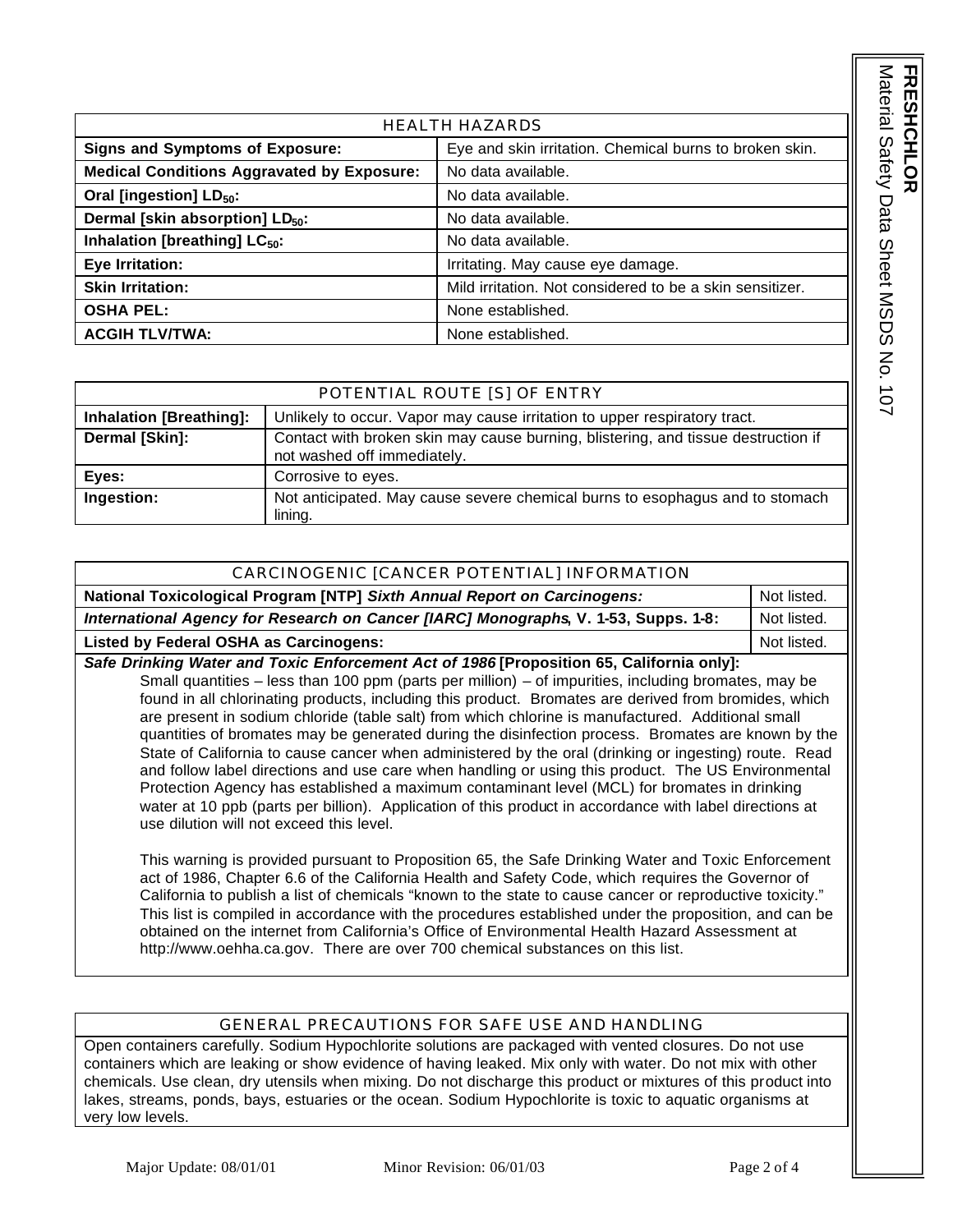| HEALTH HAZARDS | |
|---|---|
| **Signs and Symptoms of Exposure:** | Eye and skin irritation. Chemical burns to broken skin. |
| **Medical Conditions Aggravated by Exposure:** | No data available. |
| **Oral [ingestion] $LD_{50}$:** | No data available. |
| **Dermal [skin absorption] $LD_{50}$:** | No data available. |
| **Inhalation [breathing] $LC_{50}$:** | No data available. |
| **Eye Irritation:** | Irritating. May cause eye damage. |
| **Skin Irritation:** | Mild irritation. Not considered to be a skin sensitizer. |
| **OSHA PEL:** | None established. |
| **ACGIH TLV/TWA:** | None established. |

| POTENTIAL ROUTE [S] OF ENTRY | |
|---|---|
| **Inhalation [Breathing]:** | Unlikely to occur. Vapor may cause irritation to upper respiratory tract. |
| **Dermal [Skin]:** | Contact with broken skin may cause burning, blistering, and tissue destruction if not washed off immediately. |
| **Eyes:** | Corrosive to eyes. |
| **Ingestion:** | Not anticipated. May cause severe chemical burns to esophagus and to stomach lining. |

| CARCINOGENIC [CANCER POTENTIAL] INFORMATION | |
|---|---|
| **National Toxicological Program [NTP]** ***Sixth Annual Report on Carcinogens:*** | Not listed. |
| ***International Agency for Research on Cancer [IARC] Monographs*****, V. 1-53, Supps. 1-8:** | Not listed. |
| **Listed by Federal OSHA as Carcinogens:** | Not listed. |

***Safe Drinking Water and Toxic Enforcement Act of 1986*** **[Proposition 65, California only]:**

Small quantities – less than 100 ppm (parts per million) – of impurities, including bromates, may be found in all chlorinating products, including this product. Bromates are derived from bromides, which are present in sodium chloride (table salt) from which chlorine is manufactured. Additional small quantities of bromates may be generated during the disinfection process. Bromates are known by the State of California to cause cancer when administered by the oral (drinking or ingesting) route. Read and follow label directions and use care when handling or using this product. The US Environmental Protection Agency has established a maximum contaminant level (MCL) for bromates in drinking water at 10 ppb (parts per billion). Application of this product in accordance with label directions at use dilution will not exceed this level.

This warning is provided pursuant to Proposition 65, the Safe Drinking Water and Toxic Enforcement act of 1986, Chapter 6.6 of the California Health and Safety Code, which requires the Governor of California to publish a list of chemicals "known to the state to cause cancer or reproductive toxicity." This list is compiled in accordance with the procedures established under the proposition, and can be obtained on the internet from California's Office of Environmental Health Hazard Assessment at http://www.oehha.ca.gov. There are over 700 chemical substances on this list.

## GENERAL PRECAUTIONS FOR SAFE USE AND HANDLING

Open containers carefully. Sodium Hypochlorite solutions are packaged with vented closures. Do not use containers which are leaking or show evidence of having leaked. Mix only with water. Do not mix with other chemicals. Use clean, dry utensils when mixing. Do not discharge this product or mixtures of this product into lakes, streams, ponds, bays, estuaries or the ocean. Sodium Hypochlorite is toxic to aquatic organisms at very low levels.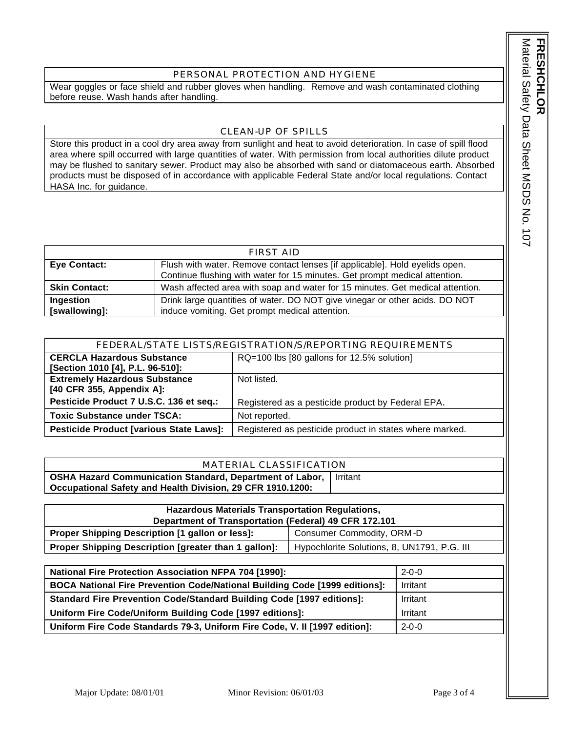## PERSONAL PROTECTION AND HYGIENE

Wear goggles or face shield and rubber gloves when handling. Remove and wash contaminated clothing before reuse. Wash hands after handling.

## CLEAN-UP OF SPILLS

Store this product in a cool dry area away from sunlight and heat to avoid deterioration. In case of spill flood area where spill occurred with large quantities of water. With permission from local authorities dilute product may be flushed to sanitary sewer. Product may also be absorbed with sand or diatomaceous earth. Absorbed products must be disposed of in accordance with applicable Federal State and/or local regulations. Contact HASA Inc. for guidance.

## FIRST AID

| | |
|---|---|
| **Eye Contact:** | Flush with water. Remove contact lenses [if applicable]. Hold eyelids open. Continue flushing with water for 15 minutes. Get prompt medical attention. |
| **Skin Contact:** | Wash affected area with soap and water for 15 minutes. Get medical attention. |
| **Ingestion [swallowing]:** | Drink large quantities of water. DO NOT give vinegar or other acids. DO NOT induce vomiting. Get prompt medical attention. |

## FEDERAL/STATE LISTS/REGISTRATION/S/REPORTING REQUIREMENTS

| | |
|---|---|
| **CERCLA Hazardous Substance [Section 1010 [4], P.L. 96-510]:** | RQ=100 lbs [80 gallons for 12.5% solution] |
| **Extremely Hazardous Substance [40 CFR 355, Appendix A]:** | Not listed. |
| **Pesticide Product 7 U.S.C. 136 et seq.:** | Registered as a pesticide product by Federal EPA. |
| **Toxic Substance under TSCA:** | Not reported. |
| **Pesticide Product [various State Laws]:** | Registered as pesticide product in states where marked. |

## MATERIAL CLASSIFICATION

| | |
|---|---|
| **OSHA Hazard Communication Standard, Department of Labor, Occupational Safety and Health Division, 29 CFR 1910.1200:** | Irritant |

| **Hazardous Materials Transportation Regulations, Department of Transportation (Federal) 49 CFR 172.101** | |
|---|---|
| **Proper Shipping Description [1 gallon or less]:** | Consumer Commodity, ORM-D |
| **Proper Shipping Description [greater than 1 gallon]:** | Hypochlorite Solutions, 8, UN1791, P.G. III |

| | |
|---|---|
| **National Fire Protection Association NFPA 704 [1990]:** | 2-0-0 |
| **BOCA National Fire Prevention Code/National Building Code [1999 editions]:** | Irritant |
| **Standard Fire Prevention Code/Standard Building Code [1997 editions]:** | Irritant |
| **Uniform Fire Code/Uniform Building Code [1997 editions]:** | Irritant |
| **Uniform Fire Code Standards 79-3, Uniform Fire Code, V. II [1997 edition]:** | 2-0-0 |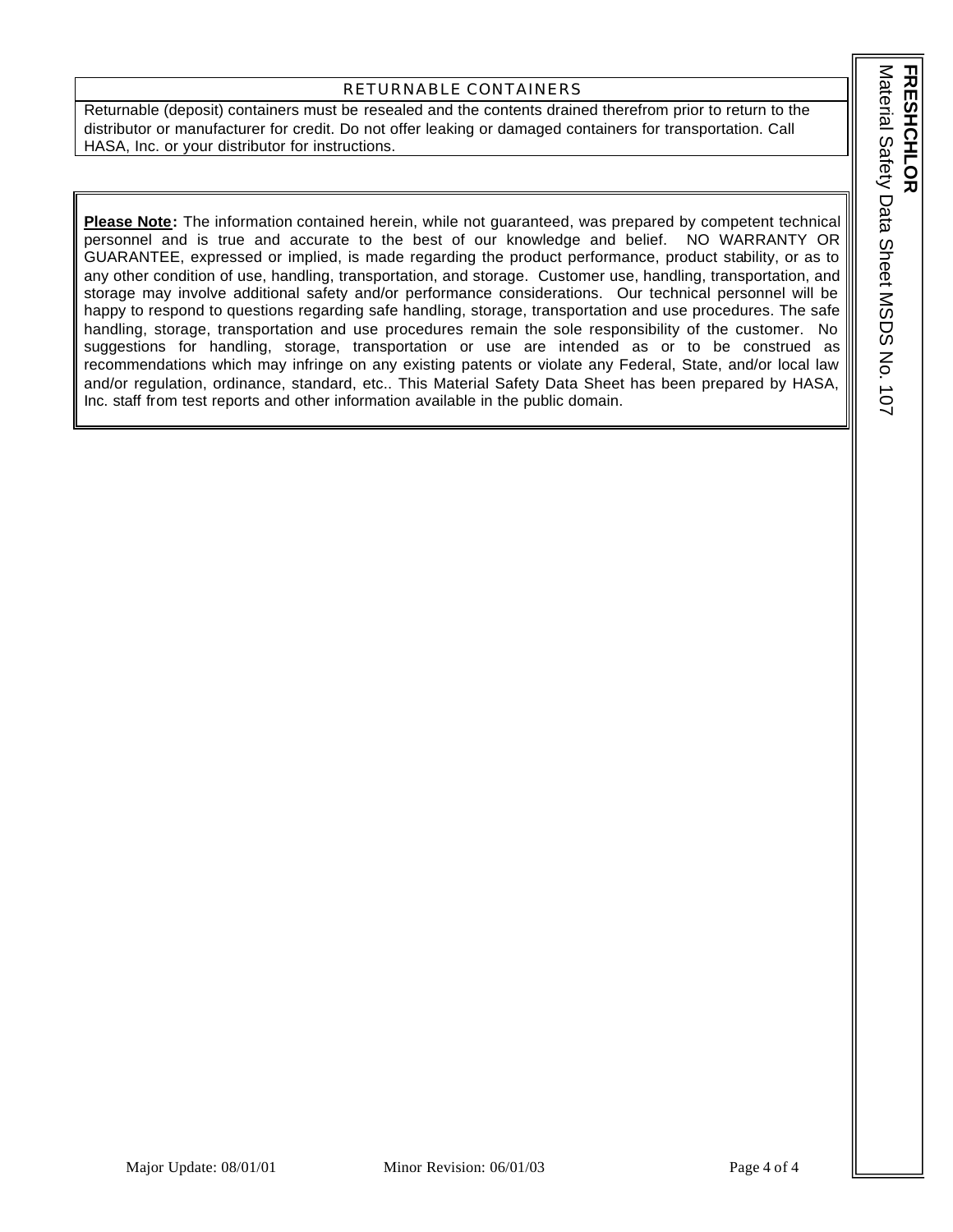## RETURNABLE CONTAINERS

Returnable (deposit) containers must be resealed and the contents drained therefrom prior to return to the distributor or manufacturer for credit. Do not offer leaking or damaged containers for transportation. Call HASA, Inc. or your distributor for instructions.

**Please Note:** The information contained herein, while not guaranteed, was prepared by competent technical personnel and is true and accurate to the best of our knowledge and belief. NO WARRANTY OR GUARANTEE, expressed or implied, is made regarding the product performance, product stability, or as to any other condition of use, handling, transportation, and storage. Customer use, handling, transportation, and storage may involve additional safety and/or performance considerations. Our technical personnel will be happy to respond to questions regarding safe handling, storage, transportation and use procedures. The safe handling, storage, transportation and use procedures remain the sole responsibility of the customer. No suggestions for handling, storage, transportation or use are intended as or to be construed as recommendations which may infringe on any existing patents or violate any Federal, State, and/or local law and/or regulation, ordinance, standard, etc.. This Material Safety Data Sheet has been prepared by HASA, Inc. staff from test reports and other information available in the public domain.